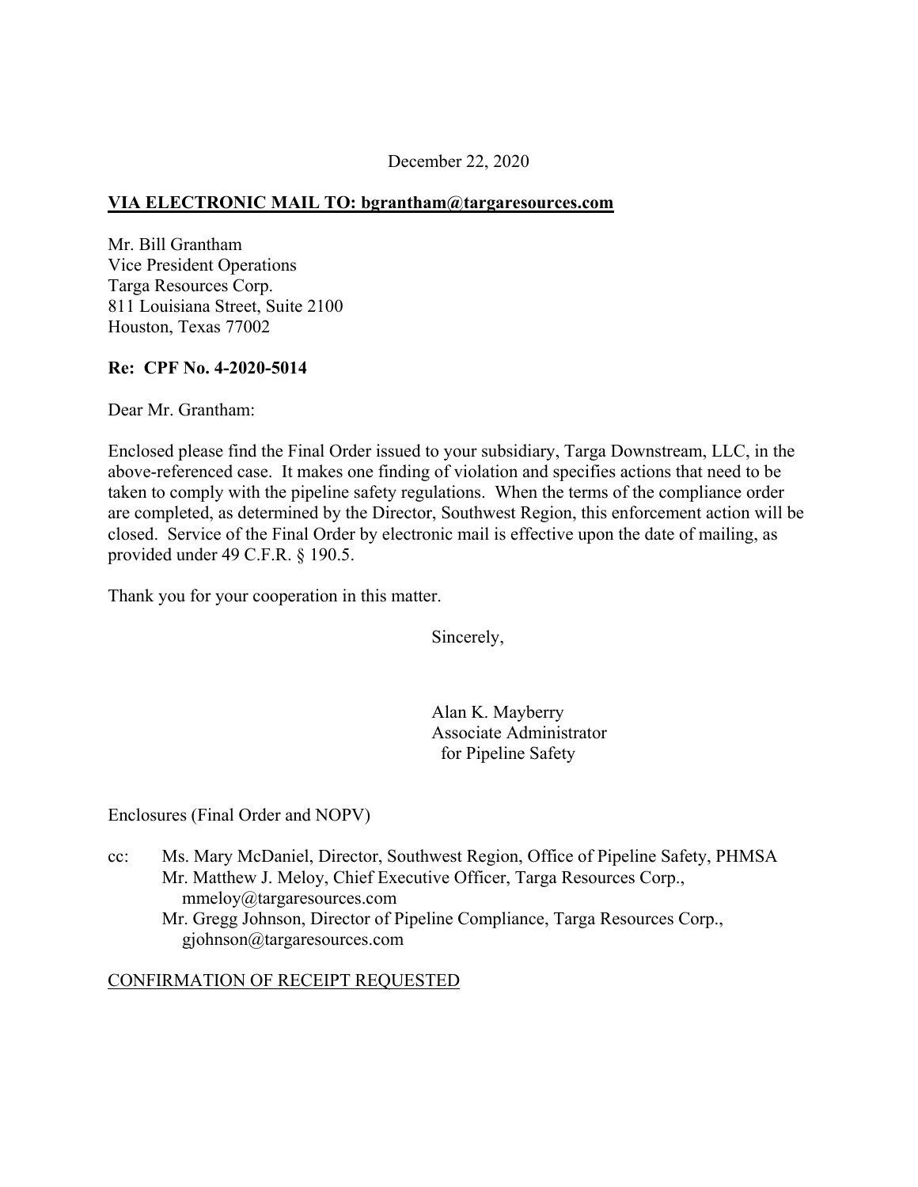December 22, 2020

**VIA ELECTRONIC MAIL TO: bgrantham@targaresources.com**

Mr. Bill Grantham
Vice President Operations
Targa Resources Corp.
811 Louisiana Street, Suite 2100
Houston, Texas 77002

**Re: CPF No. 4-2020-5014**

Dear Mr. Grantham:

Enclosed please find the Final Order issued to your subsidiary, Targa Downstream, LLC, in the above-referenced case. It makes one finding of violation and specifies actions that need to be taken to comply with the pipeline safety regulations. When the terms of the compliance order are completed, as determined by the Director, Southwest Region, this enforcement action will be closed. Service of the Final Order by electronic mail is effective upon the date of mailing, as provided under 49 C.F.R. § 190.5.

Thank you for your cooperation in this matter.

Sincerely,

Alan K. Mayberry
Associate Administrator
for Pipeline Safety

Enclosures (Final Order and NOPV)

cc: Ms. Mary McDaniel, Director, Southwest Region, Office of Pipeline Safety, PHMSA
Mr. Matthew J. Meloy, Chief Executive Officer, Targa Resources Corp., mmeloy@targaresources.com
Mr. Gregg Johnson, Director of Pipeline Compliance, Targa Resources Corp., gjohnson@targaresources.com

CONFIRMATION OF RECEIPT REQUESTED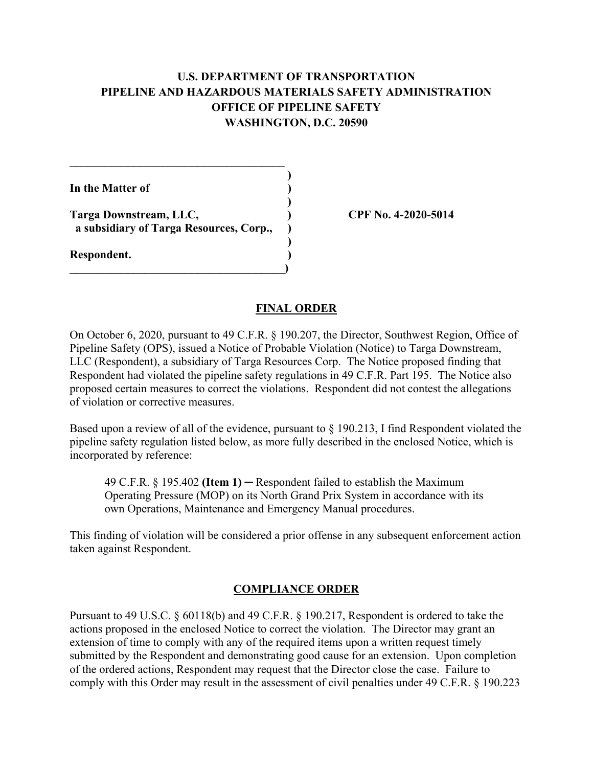**U.S. DEPARTMENT OF TRANSPORTATION**
**PIPELINE AND HAZARDOUS MATERIALS SAFETY ADMINISTRATION**
**OFFICE OF PIPELINE SAFETY**
**WASHINGTON, D.C. 20590**

| | | |
|---|---|---|
| **In the Matter of** | ) | |
| | ) | |
| **Targa Downstream, LLC,** | ) | **CPF No. 4-2020-5014** |
| **a subsidiary of Targa Resources, Corp.,** | ) | |
| | ) | |
| **Respondent.** | ) | |

## FINAL ORDER

On October 6, 2020, pursuant to 49 C.F.R. § 190.207, the Director, Southwest Region, Office of Pipeline Safety (OPS), issued a Notice of Probable Violation (Notice) to Targa Downstream, LLC (Respondent), a subsidiary of Targa Resources Corp. The Notice proposed finding that Respondent had violated the pipeline safety regulations in 49 C.F.R. Part 195. The Notice also proposed certain measures to correct the violations. Respondent did not contest the allegations of violation or corrective measures.

Based upon a review of all of the evidence, pursuant to § 190.213, I find Respondent violated the pipeline safety regulation listed below, as more fully described in the enclosed Notice, which is incorporated by reference:

> 49 C.F.R. § 195.402 **(Item 1)** ─ Respondent failed to establish the Maximum Operating Pressure (MOP) on its North Grand Prix System in accordance with its own Operations, Maintenance and Emergency Manual procedures.

This finding of violation will be considered a prior offense in any subsequent enforcement action taken against Respondent.

## COMPLIANCE ORDER

Pursuant to 49 U.S.C. § 60118(b) and 49 C.F.R. § 190.217, Respondent is ordered to take the actions proposed in the enclosed Notice to correct the violation. The Director may grant an extension of time to comply with any of the required items upon a written request timely submitted by the Respondent and demonstrating good cause for an extension. Upon completion of the ordered actions, Respondent may request that the Director close the case. Failure to comply with this Order may result in the assessment of civil penalties under 49 C.F.R. § 190.223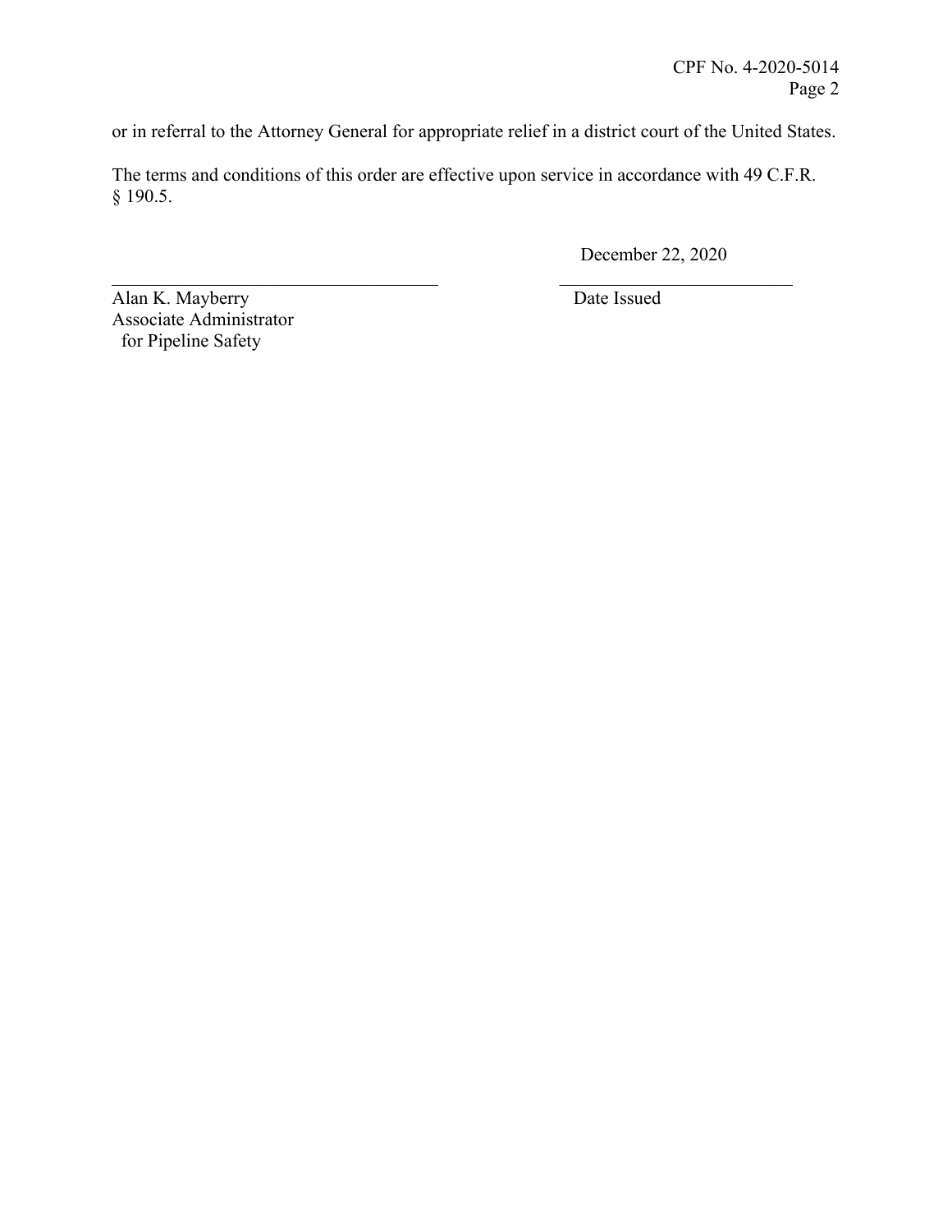or in referral to the Attorney General for appropriate relief in a district court of the United States.

The terms and conditions of this order are effective upon service in accordance with 49 C.F.R. § 190.5.

\_\_\_\_\_\_\_\_\_\_\_\_\_\_\_\_\_\_\_\_\_\_\_\_\_\_\_\_\_\_\_\_\_\_\_ December 22, 2020

Alan K. Mayberry
Associate Administrator
for Pipeline Safety

Date Issued